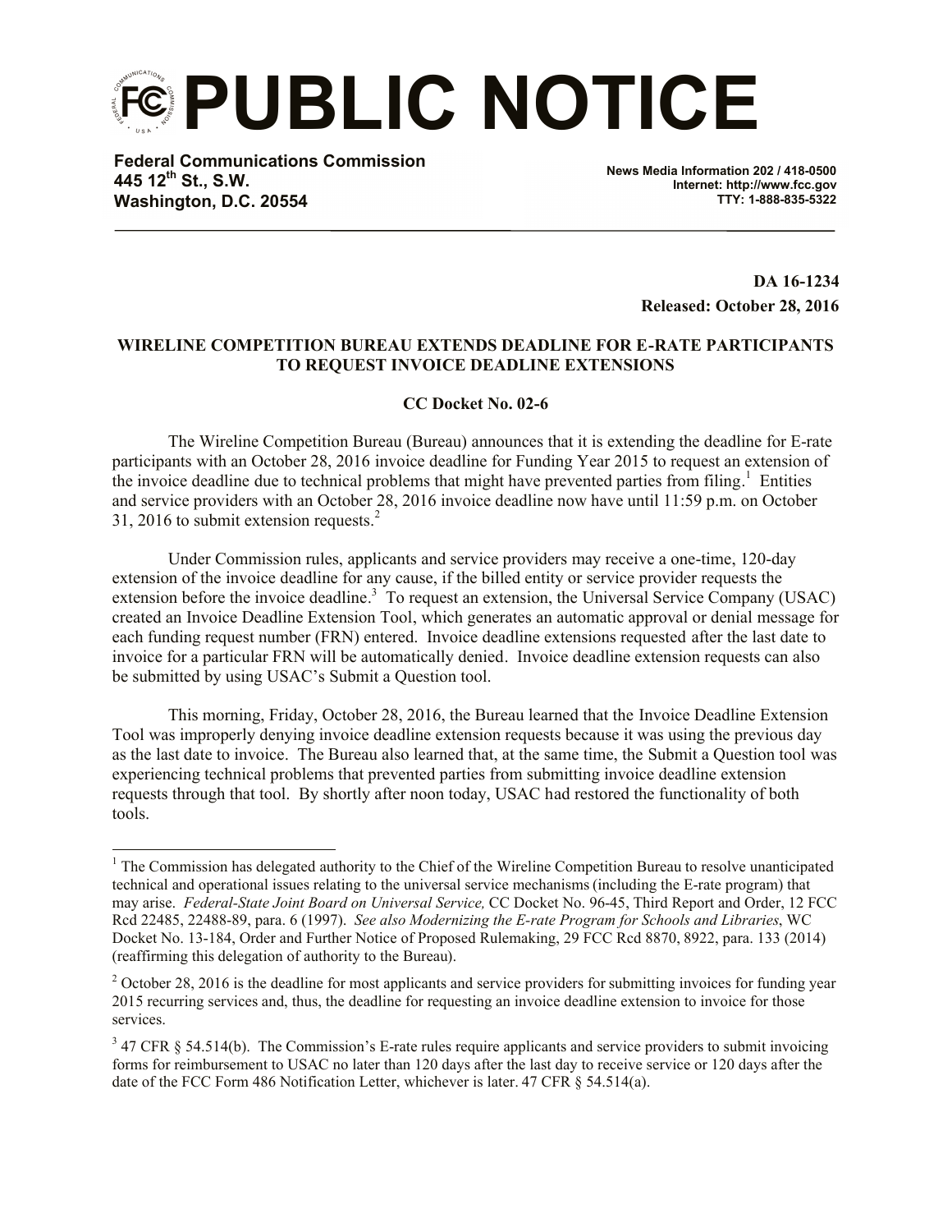# PUBLIC NOTICE

**Federal Communications Commission**
**445 12th St., S.W.**
**Washington, D.C. 20554**

**News Media Information 202 / 418-0500**
**Internet: http://www.fcc.gov**
**TTY: 1-888-835-5322**

**DA 16-1234**
**Released: October 28, 2016**

**WIRELINE COMPETITION BUREAU EXTENDS DEADLINE FOR E-RATE PARTICIPANTS TO REQUEST INVOICE DEADLINE EXTENSIONS**

**CC Docket No. 02-6**

The Wireline Competition Bureau (Bureau) announces that it is extending the deadline for E-rate participants with an October 28, 2016 invoice deadline for Funding Year 2015 to request an extension of the invoice deadline due to technical problems that might have prevented parties from filing.[1] Entities and service providers with an October 28, 2016 invoice deadline now have until 11:59 p.m. on October 31, 2016 to submit extension requests.[2]

Under Commission rules, applicants and service providers may receive a one-time, 120-day extension of the invoice deadline for any cause, if the billed entity or service provider requests the extension before the invoice deadline.[3] To request an extension, the Universal Service Company (USAC) created an Invoice Deadline Extension Tool, which generates an automatic approval or denial message for each funding request number (FRN) entered. Invoice deadline extensions requested after the last date to invoice for a particular FRN will be automatically denied. Invoice deadline extension requests can also be submitted by using USAC's Submit a Question tool.

This morning, Friday, October 28, 2016, the Bureau learned that the Invoice Deadline Extension Tool was improperly denying invoice deadline extension requests because it was using the previous day as the last date to invoice. The Bureau also learned that, at the same time, the Submit a Question tool was experiencing technical problems that prevented parties from submitting invoice deadline extension requests through that tool. By shortly after noon today, USAC had restored the functionality of both tools.

---

[1] The Commission has delegated authority to the Chief of the Wireline Competition Bureau to resolve unanticipated technical and operational issues relating to the universal service mechanisms (including the E-rate program) that may arise. *Federal-State Joint Board on Universal Service,* CC Docket No. 96-45, Third Report and Order, 12 FCC Rcd 22485, 22488-89, para. 6 (1997). *See also Modernizing the E-rate Program for Schools and Libraries*, WC Docket No. 13-184, Order and Further Notice of Proposed Rulemaking, 29 FCC Rcd 8870, 8922, para. 133 (2014) (reaffirming this delegation of authority to the Bureau).

[2] October 28, 2016 is the deadline for most applicants and service providers for submitting invoices for funding year 2015 recurring services and, thus, the deadline for requesting an invoice deadline extension to invoice for those services.

[3] 47 CFR § 54.514(b). The Commission's E-rate rules require applicants and service providers to submit invoicing forms for reimbursement to USAC no later than 120 days after the last day to receive service or 120 days after the date of the FCC Form 486 Notification Letter, whichever is later. 47 CFR § 54.514(a).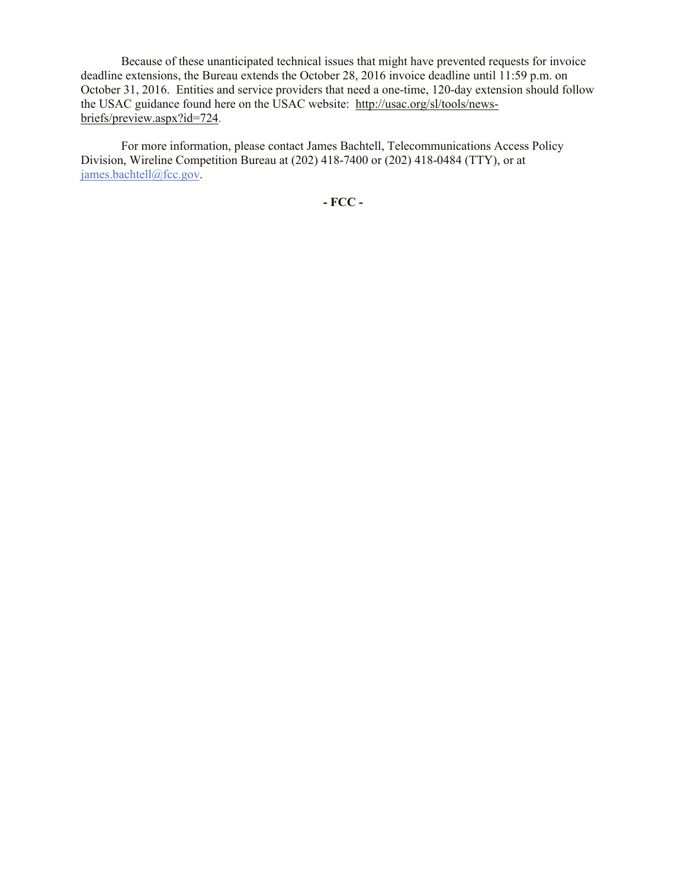Because of these unanticipated technical issues that might have prevented requests for invoice deadline extensions, the Bureau extends the October 28, 2016 invoice deadline until 11:59 p.m. on October 31, 2016. Entities and service providers that need a one-time, 120-day extension should follow the USAC guidance found here on the USAC website: http://usac.org/sl/tools/news-briefs/preview.aspx?id=724.

For more information, please contact James Bachtell, Telecommunications Access Policy Division, Wireline Competition Bureau at (202) 418-7400 or (202) 418-0484 (TTY), or at james.bachtell@fcc.gov.

**- FCC -**